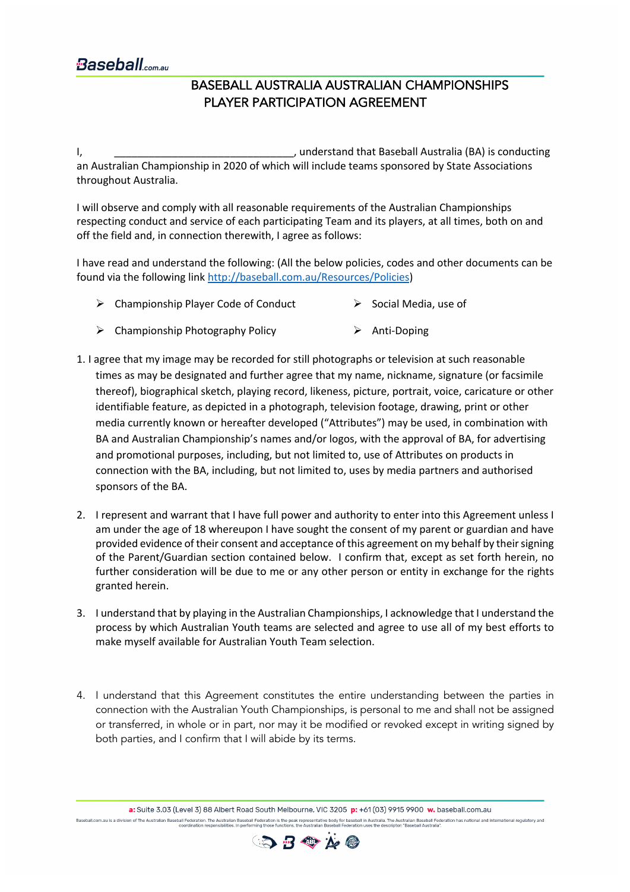Baseball.com.au

# BASEBALL AUSTRALIA AUSTRALIAN CHAMPIONSHIPS PLAYER PARTICIPATION AGREEMENT

I, _________________________________, understand that Baseball Australia (BA) is conducting an Australian Championship in 2020 of which will include teams sponsored by State Associations throughout Australia.

I will observe and comply with all reasonable requirements of the Australian Championships respecting conduct and service of each participating Team and its players, at all times, both on and off the field and, in connection therewith, I agree as follows:

I have read and understand the following: (All the below policies, codes and other documents can be found via the following link [http://baseball.com.au/Resources/Policies](http://baseball.com.au/Resources/Policies))

- Championship Player Code of Conduct
- Social Media, use of
- Championship Photography Policy
- Anti-Doping

1. I agree that my image may be recorded for still photographs or television at such reasonable times as may be designated and further agree that my name, nickname, signature (or facsimile thereof), biographical sketch, playing record, likeness, picture, portrait, voice, caricature or other identifiable feature, as depicted in a photograph, television footage, drawing, print or other media currently known or hereafter developed ("Attributes") may be used, in combination with BA and Australian Championship's names and/or logos, with the approval of BA, for advertising and promotional purposes, including, but not limited to, use of Attributes on products in connection with the BA, including, but not limited to, uses by media partners and authorised sponsors of the BA.

2. I represent and warrant that I have full power and authority to enter into this Agreement unless I am under the age of 18 whereupon I have sought the consent of my parent or guardian and have provided evidence of their consent and acceptance of this agreement on my behalf by their signing of the Parent/Guardian section contained below. I confirm that, except as set forth herein, no further consideration will be due to me or any other person or entity in exchange for the rights granted herein.

3. I understand that by playing in the Australian Championships, I acknowledge that I understand the process by which Australian Youth teams are selected and agree to use all of my best efforts to make myself available for Australian Youth Team selection.

4. I understand that this Agreement constitutes the entire understanding between the parties in connection with the Australian Youth Championships, is personal to me and shall not be assigned or transferred, in whole or in part, nor may it be modified or revoked except in writing signed by both parties, and I confirm that I will abide by its terms.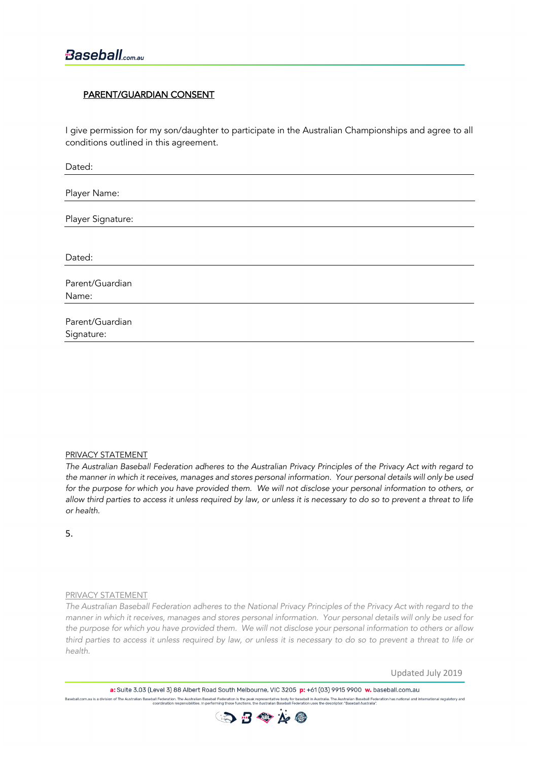## PARENT/GUARDIAN CONSENT

I give permission for my son/daughter to participate in the Australian Championships and agree to all conditions outlined in this agreement.

Dated: ______________________________

Player Name: ______________________________

Player Signature: ______________________________

Dated: ______________________________

Parent/Guardian Name: ______________________________

Parent/Guardian Signature: ______________________________

PRIVACY STATEMENT

*The Australian Baseball Federation adheres to the Australian Privacy Principles of the Privacy Act with regard to the manner in which it receives, manages and stores personal information. Your personal details will only be used for the purpose for which you have provided them. We will not disclose your personal information to others, or allow third parties to access it unless required by law, or unless it is necessary to do so to prevent a threat to life or health.*

5.

PRIVACY STATEMENT

*The Australian Baseball Federation adheres to the National Privacy Principles of the Privacy Act with regard to the manner in which it receives, manages and stores personal information. Your personal details will only be used for the purpose for which you have provided them. We will not disclose your personal information to others or allow third parties to access it unless required by law, or unless it is necessary to do so to prevent a threat to life or health.*

Updated July 2019

**a:** Suite 3.03 (Level 3) 88 Albert Road South Melbourne, VIC 3205 **p:** +61 (03) 9915 9900 **w.** baseball.com.au

Baseball.com.au is a division of The Australian Baseball Federation. The Australian Baseball Federation is the peak representative body for baseball in Australia. The Australian Baseball Federation has national and international regulatory and coordination responsibilities. In performing those functions, the Australian Baseball Federation uses the descriptor: "Baseball Australia".